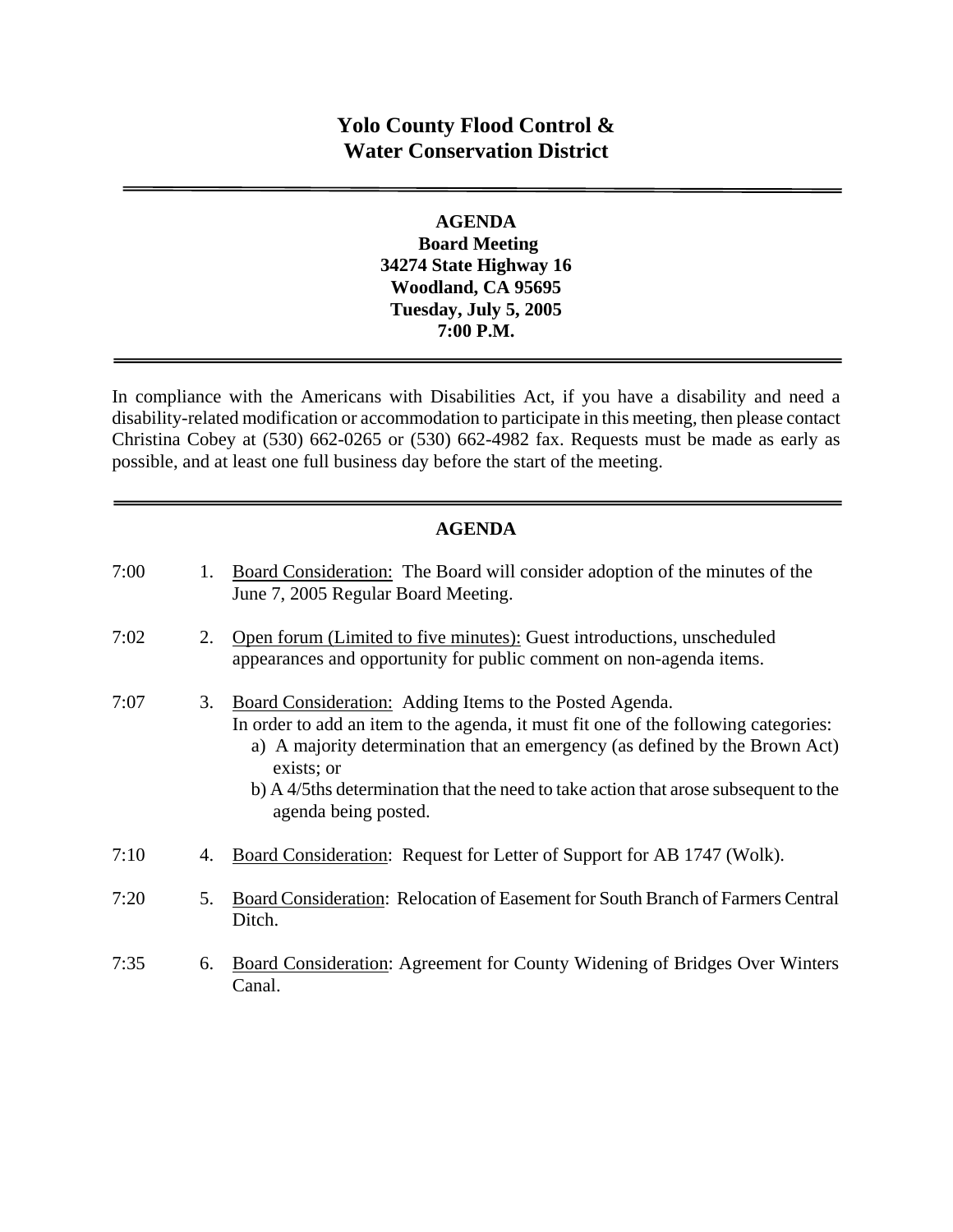# Yolo County Flood Control & Water Conservation District

---

**AGENDA**
**Board Meeting**
**34274 State Highway 16**
**Woodland, CA 95695**
**Tuesday, July 5, 2005**
**7:00 P.M.**

---

In compliance with the Americans with Disabilities Act, if you have a disability and need a disability-related modification or accommodation to participate in this meeting, then please contact Christina Cobey at (530) 662-0265 or (530) 662-4982 fax. Requests must be made as early as possible, and at least one full business day before the start of the meeting.

---

## AGENDA

7:00 1. Board Consideration: The Board will consider adoption of the minutes of the June 7, 2005 Regular Board Meeting.

7:02 2. Open forum (Limited to five minutes): Guest introductions, unscheduled appearances and opportunity for public comment on non-agenda items.

7:07 3. Board Consideration: Adding Items to the Posted Agenda.
In order to add an item to the agenda, it must fit one of the following categories:
   a) A majority determination that an emergency (as defined by the Brown Act) exists; or
   b) A 4/5ths determination that the need to take action that arose subsequent to the agenda being posted.

7:10 4. Board Consideration: Request for Letter of Support for AB 1747 (Wolk).

7:20 5. Board Consideration: Relocation of Easement for South Branch of Farmers Central Ditch.

7:35 6. Board Consideration: Agreement for County Widening of Bridges Over Winters Canal.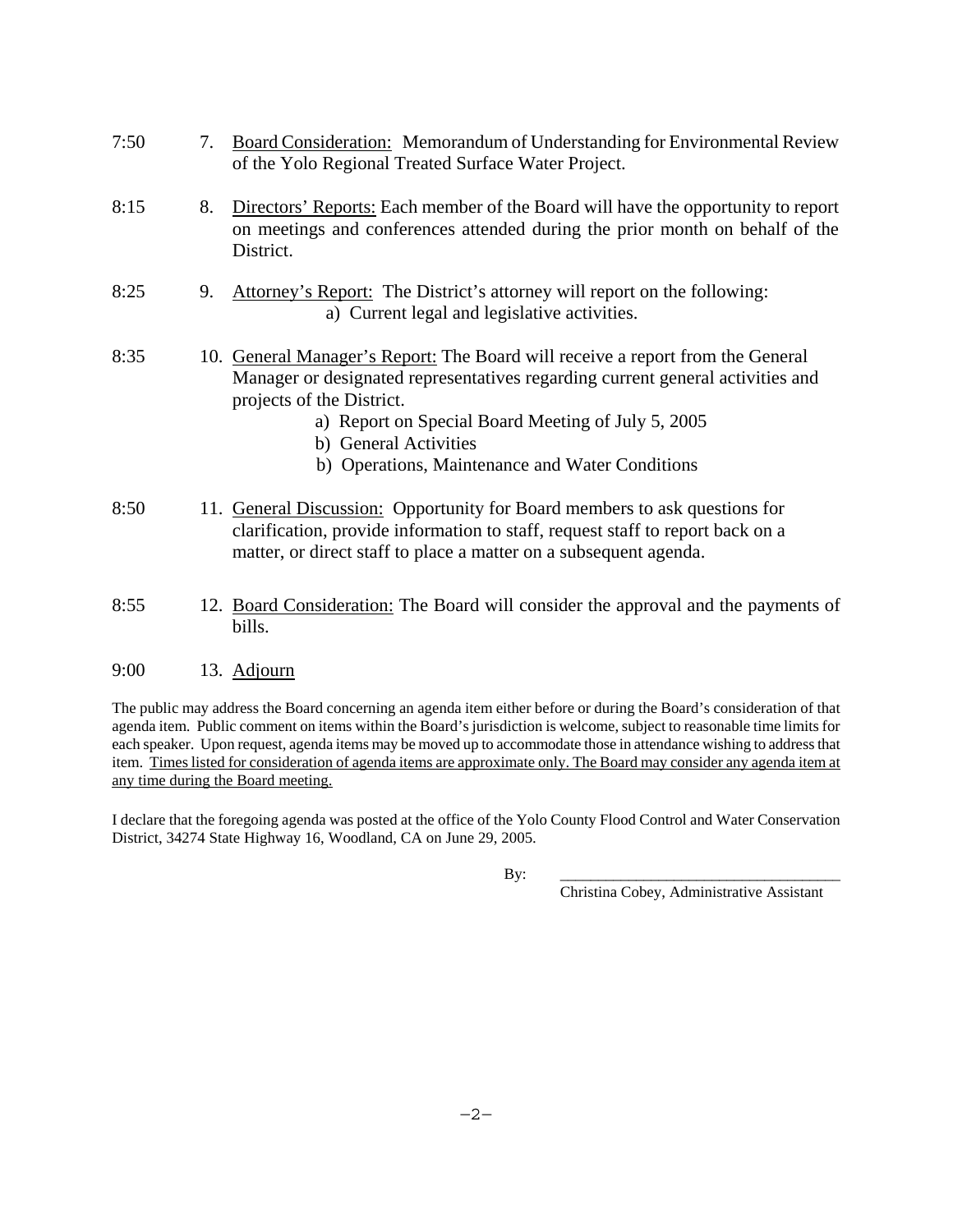7:50 7. <u>Board Consideration:</u> Memorandum of Understanding for Environmental Review of the Yolo Regional Treated Surface Water Project.

8:15 8. <u>Directors' Reports:</u> Each member of the Board will have the opportunity to report on meetings and conferences attended during the prior month on behalf of the District.

8:25 9. <u>Attorney's Report:</u> The District's attorney will report on the following:
   a) Current legal and legislative activities.

8:35 10. <u>General Manager's Report:</u> The Board will receive a report from the General Manager or designated representatives regarding current general activities and projects of the District.
   a) Report on Special Board Meeting of July 5, 2005
   b) General Activities
   b) Operations, Maintenance and Water Conditions

8:50 11. <u>General Discussion:</u> Opportunity for Board members to ask questions for clarification, provide information to staff, request staff to report back on a matter, or direct staff to place a matter on a subsequent agenda.

8:55 12. <u>Board Consideration:</u> The Board will consider the approval and the payments of bills.

9:00 13. <u>Adjourn</u>

The public may address the Board concerning an agenda item either before or during the Board's consideration of that agenda item. Public comment on items within the Board's jurisdiction is welcome, subject to reasonable time limits for each speaker. Upon request, agenda items may be moved up to accommodate those in attendance wishing to address that item. <u>Times listed for consideration of agenda items are approximate only. The Board may consider any agenda item at any time during the Board meeting.</u>

I declare that the foregoing agenda was posted at the office of the Yolo County Flood Control and Water Conservation District, 34274 State Highway 16, Woodland, CA on June 29, 2005.

By: ____________________________________
Christina Cobey, Administrative Assistant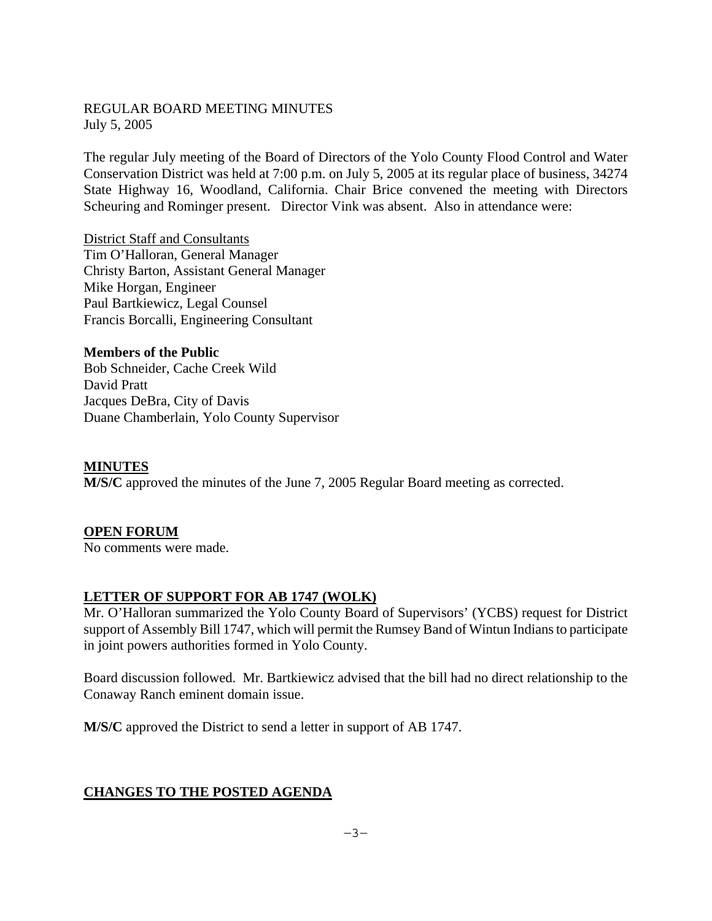REGULAR BOARD MEETING MINUTES
July 5, 2005

The regular July meeting of the Board of Directors of the Yolo County Flood Control and Water Conservation District was held at 7:00 p.m. on July 5, 2005 at its regular place of business, 34274 State Highway 16, Woodland, California. Chair Brice convened the meeting with Directors Scheuring and Rominger present. Director Vink was absent. Also in attendance were:

District Staff and Consultants
Tim O'Halloran, General Manager
Christy Barton, Assistant General Manager
Mike Horgan, Engineer
Paul Bartkiewicz, Legal Counsel
Francis Borcalli, Engineering Consultant

**Members of the Public**
Bob Schneider, Cache Creek Wild
David Pratt
Jacques DeBra, City of Davis
Duane Chamberlain, Yolo County Supervisor

## MINUTES

**M/S/C** approved the minutes of the June 7, 2005 Regular Board meeting as corrected.

## OPEN FORUM

No comments were made.

## LETTER OF SUPPORT FOR AB 1747 (WOLK)

Mr. O'Halloran summarized the Yolo County Board of Supervisors' (YCBS) request for District support of Assembly Bill 1747, which will permit the Rumsey Band of Wintun Indians to participate in joint powers authorities formed in Yolo County.

Board discussion followed. Mr. Bartkiewicz advised that the bill had no direct relationship to the Conaway Ranch eminent domain issue.

**M/S/C** approved the District to send a letter in support of AB 1747.

## CHANGES TO THE POSTED AGENDA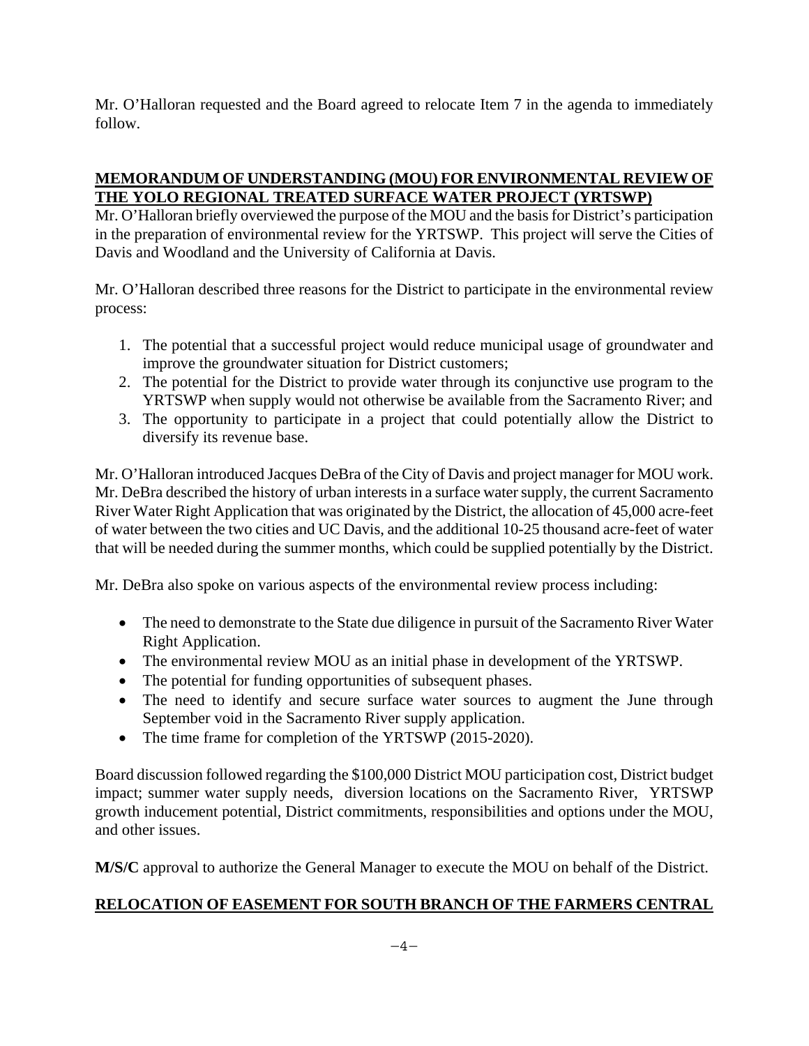Mr. O'Halloran requested and the Board agreed to relocate Item 7 in the agenda to immediately follow.

## **MEMORANDUM OF UNDERSTANDING (MOU) FOR ENVIRONMENTAL REVIEW OF THE YOLO REGIONAL TREATED SURFACE WATER PROJECT (YRTSWP)**

Mr. O'Halloran briefly overviewed the purpose of the MOU and the basis for District's participation in the preparation of environmental review for the YRTSWP. This project will serve the Cities of Davis and Woodland and the University of California at Davis.

Mr. O'Halloran described three reasons for the District to participate in the environmental review process:

1. The potential that a successful project would reduce municipal usage of groundwater and improve the groundwater situation for District customers;
2. The potential for the District to provide water through its conjunctive use program to the YRTSWP when supply would not otherwise be available from the Sacramento River; and
3. The opportunity to participate in a project that could potentially allow the District to diversify its revenue base.

Mr. O'Halloran introduced Jacques DeBra of the City of Davis and project manager for MOU work. Mr. DeBra described the history of urban interests in a surface water supply, the current Sacramento River Water Right Application that was originated by the District, the allocation of 45,000 acre-feet of water between the two cities and UC Davis, and the additional 10-25 thousand acre-feet of water that will be needed during the summer months, which could be supplied potentially by the District.

Mr. DeBra also spoke on various aspects of the environmental review process including:

- The need to demonstrate to the State due diligence in pursuit of the Sacramento River Water Right Application.
- The environmental review MOU as an initial phase in development of the YRTSWP.
- The potential for funding opportunities of subsequent phases.
- The need to identify and secure surface water sources to augment the June through September void in the Sacramento River supply application.
- The time frame for completion of the YRTSWP (2015-2020).

Board discussion followed regarding the $100,000 District MOU participation cost, District budget impact; summer water supply needs, diversion locations on the Sacramento River, YRTSWP growth inducement potential, District commitments, responsibilities and options under the MOU, and other issues.

**M/S/C** approval to authorize the General Manager to execute the MOU on behalf of the District.

## **RELOCATION OF EASEMENT FOR SOUTH BRANCH OF THE FARMERS CENTRAL**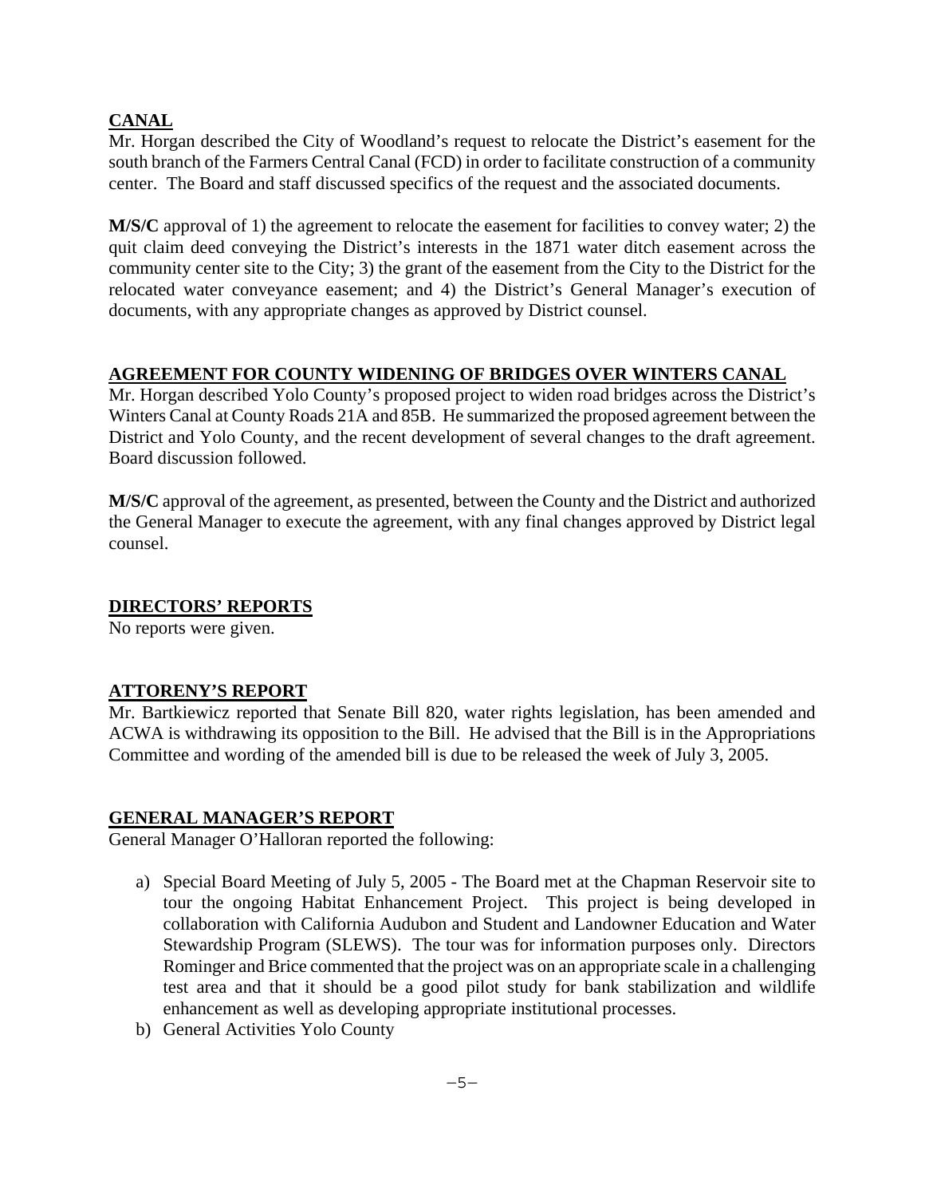## CANAL

Mr. Horgan described the City of Woodland's request to relocate the District's easement for the south branch of the Farmers Central Canal (FCD) in order to facilitate construction of a community center. The Board and staff discussed specifics of the request and the associated documents.

**M/S/C** approval of 1) the agreement to relocate the easement for facilities to convey water; 2) the quit claim deed conveying the District's interests in the 1871 water ditch easement across the community center site to the City; 3) the grant of the easement from the City to the District for the relocated water conveyance easement; and 4) the District's General Manager's execution of documents, with any appropriate changes as approved by District counsel.

## AGREEMENT FOR COUNTY WIDENING OF BRIDGES OVER WINTERS CANAL

Mr. Horgan described Yolo County's proposed project to widen road bridges across the District's Winters Canal at County Roads 21A and 85B. He summarized the proposed agreement between the District and Yolo County, and the recent development of several changes to the draft agreement. Board discussion followed.

**M/S/C** approval of the agreement, as presented, between the County and the District and authorized the General Manager to execute the agreement, with any final changes approved by District legal counsel.

## DIRECTORS' REPORTS

No reports were given.

## ATTORENY'S REPORT

Mr. Bartkiewicz reported that Senate Bill 820, water rights legislation, has been amended and ACWA is withdrawing its opposition to the Bill. He advised that the Bill is in the Appropriations Committee and wording of the amended bill is due to be released the week of July 3, 2005.

## GENERAL MANAGER'S REPORT

General Manager O'Halloran reported the following:

a) Special Board Meeting of July 5, 2005 - The Board met at the Chapman Reservoir site to tour the ongoing Habitat Enhancement Project. This project is being developed in collaboration with California Audubon and Student and Landowner Education and Water Stewardship Program (SLEWS). The tour was for information purposes only. Directors Rominger and Brice commented that the project was on an appropriate scale in a challenging test area and that it should be a good pilot study for bank stabilization and wildlife enhancement as well as developing appropriate institutional processes.

b) General Activities Yolo County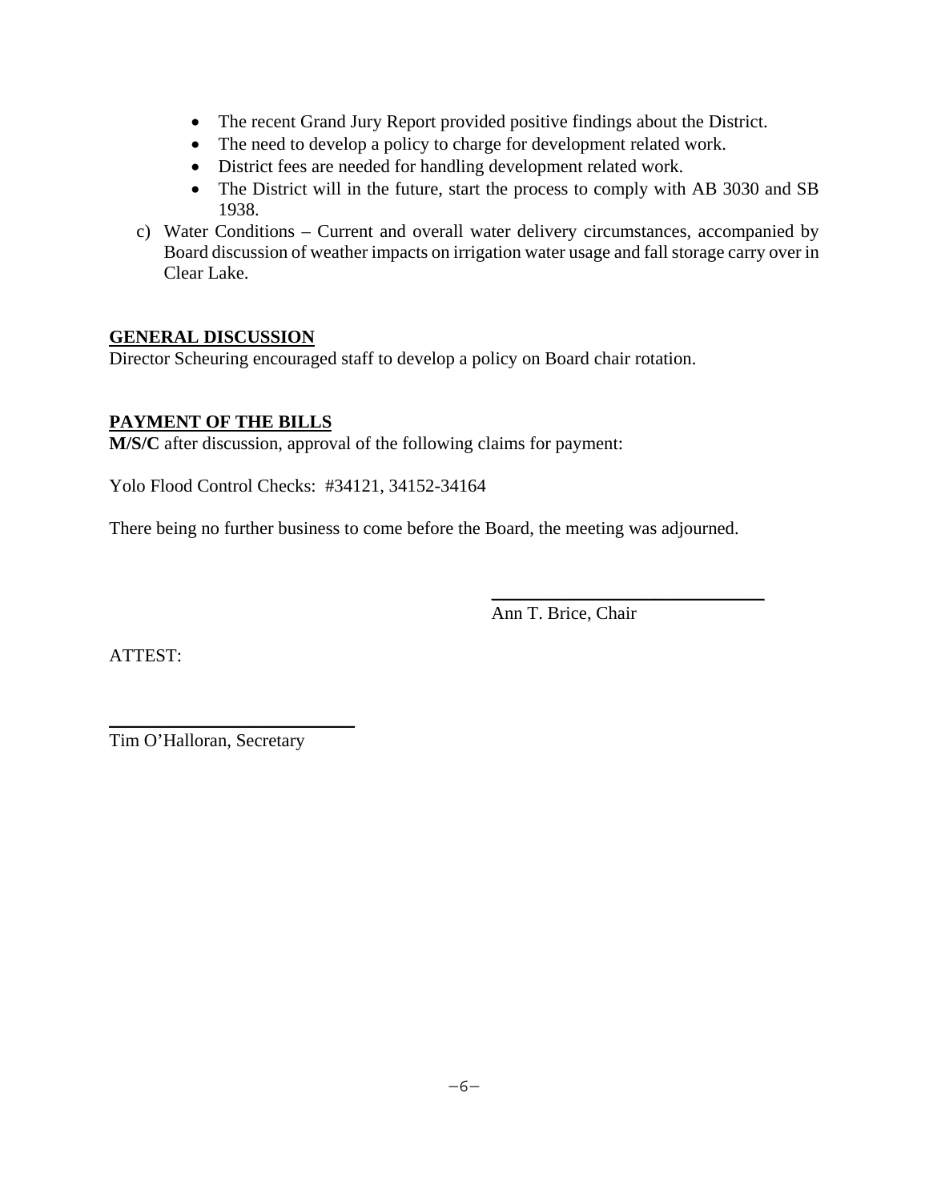- The recent Grand Jury Report provided positive findings about the District.
- The need to develop a policy to charge for development related work.
- District fees are needed for handling development related work.
- The District will in the future, start the process to comply with AB 3030 and SB 1938.

c) Water Conditions – Current and overall water delivery circumstances, accompanied by Board discussion of weather impacts on irrigation water usage and fall storage carry over in Clear Lake.

## GENERAL DISCUSSION

Director Scheuring encouraged staff to develop a policy on Board chair rotation.

## PAYMENT OF THE BILLS

**M/S/C** after discussion, approval of the following claims for payment:

Yolo Flood Control Checks: #34121, 34152-34164

There being no further business to come before the Board, the meeting was adjourned.

\_\_\_\_\_\_\_\_\_\_\_\_\_\_\_\_\_\_\_\_\_\_\_\_\_\_\_\_\_\_
Ann T. Brice, Chair

ATTEST:

\_\_\_\_\_\_\_\_\_\_\_\_\_\_\_\_\_\_\_\_\_\_\_\_\_\_\_\_\_\_
Tim O'Halloran, Secretary